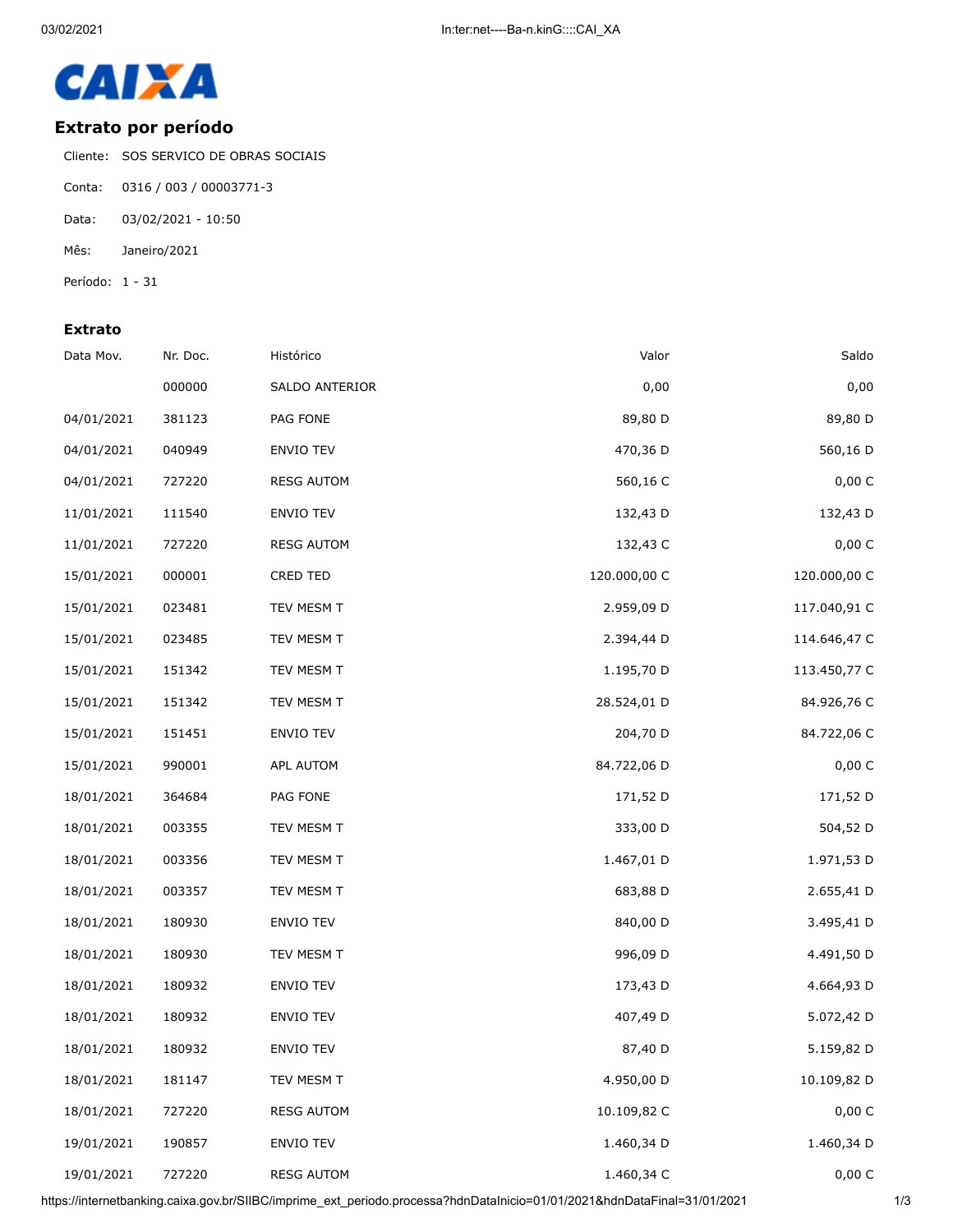CAIXA

## Extrato por período

Cliente: SOS SERVICO DE OBRAS SOCIAIS

Conta: 0316 / 003 / 00003771-3

Data: 03/02/2021 - 10:50

Mês: Janeiro/2021

Período: 1 - 31

### Extrato

| Data Mov. | Nr. Doc. | Histórico | Valor | Saldo |
|---|---|---|---|---|
| | 000000 | SALDO ANTERIOR | 0,00 | 0,00 |
| 04/01/2021 | 381123 | PAG FONE | 89,80 D | 89,80 D |
| 04/01/2021 | 040949 | ENVIO TEV | 470,36 D | 560,16 D |
| 04/01/2021 | 727220 | RESG AUTOM | 560,16 C | 0,00 C |
| 11/01/2021 | 111540 | ENVIO TEV | 132,43 D | 132,43 D |
| 11/01/2021 | 727220 | RESG AUTOM | 132,43 C | 0,00 C |
| 15/01/2021 | 000001 | CRED TED | 120.000,00 C | 120.000,00 C |
| 15/01/2021 | 023481 | TEV MESM T | 2.959,09 D | 117.040,91 C |
| 15/01/2021 | 023485 | TEV MESM T | 2.394,44 D | 114.646,47 C |
| 15/01/2021 | 151342 | TEV MESM T | 1.195,70 D | 113.450,77 C |
| 15/01/2021 | 151342 | TEV MESM T | 28.524,01 D | 84.926,76 C |
| 15/01/2021 | 151451 | ENVIO TEV | 204,70 D | 84.722,06 C |
| 15/01/2021 | 990001 | APL AUTOM | 84.722,06 D | 0,00 C |
| 18/01/2021 | 364684 | PAG FONE | 171,52 D | 171,52 D |
| 18/01/2021 | 003355 | TEV MESM T | 333,00 D | 504,52 D |
| 18/01/2021 | 003356 | TEV MESM T | 1.467,01 D | 1.971,53 D |
| 18/01/2021 | 003357 | TEV MESM T | 683,88 D | 2.655,41 D |
| 18/01/2021 | 180930 | ENVIO TEV | 840,00 D | 3.495,41 D |
| 18/01/2021 | 180930 | TEV MESM T | 996,09 D | 4.491,50 D |
| 18/01/2021 | 180932 | ENVIO TEV | 173,43 D | 4.664,93 D |
| 18/01/2021 | 180932 | ENVIO TEV | 407,49 D | 5.072,42 D |
| 18/01/2021 | 180932 | ENVIO TEV | 87,40 D | 5.159,82 D |
| 18/01/2021 | 181147 | TEV MESM T | 4.950,00 D | 10.109,82 D |
| 18/01/2021 | 727220 | RESG AUTOM | 10.109,82 C | 0,00 C |
| 19/01/2021 | 190857 | ENVIO TEV | 1.460,34 D | 1.460,34 D |
| 19/01/2021 | 727220 | RESG AUTOM | 1.460,34 C | 0,00 C |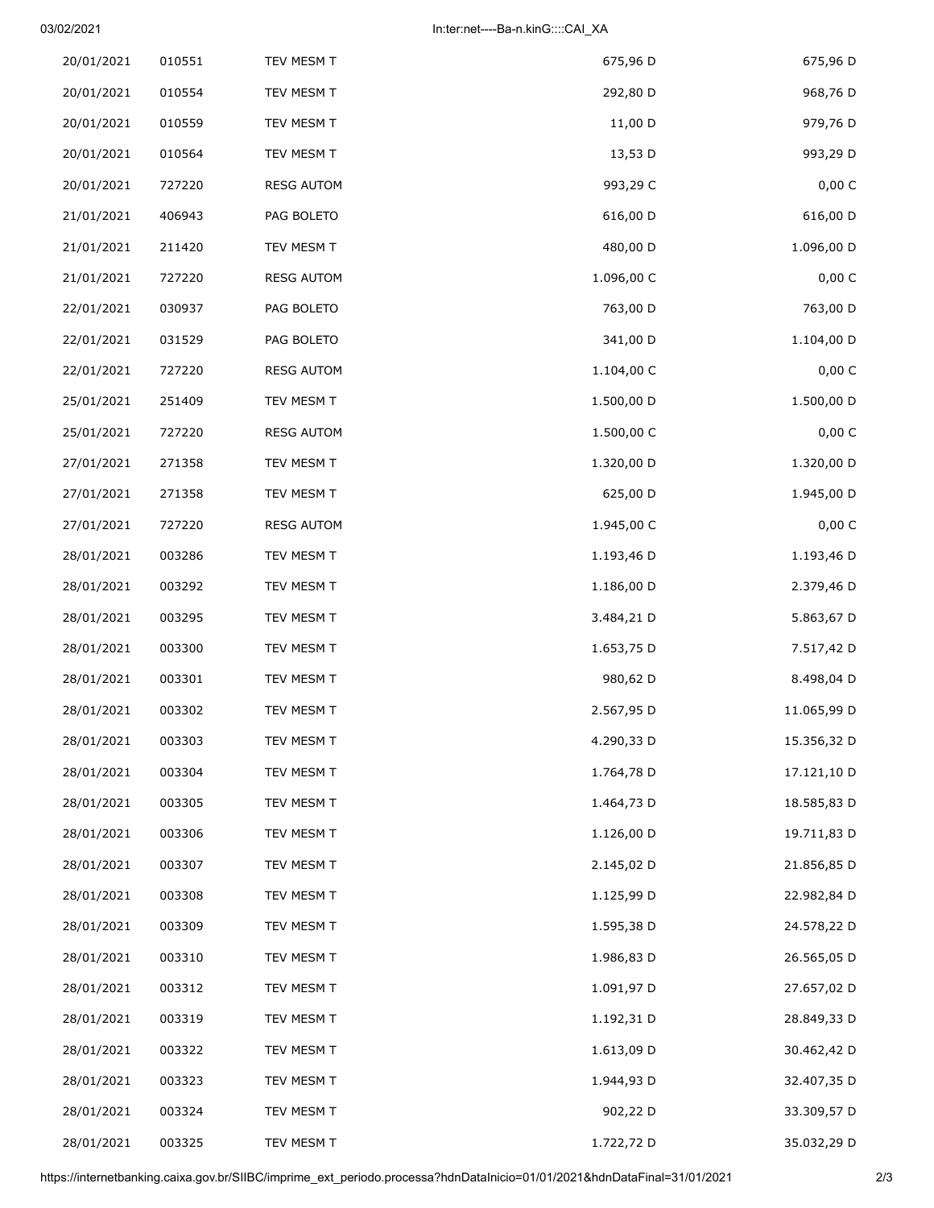| | | | | |
|---|---|---|---|---|
| 20/01/2021 | 010551 | TEV MESM T | 675,96 D | 675,96 D |
| 20/01/2021 | 010554 | TEV MESM T | 292,80 D | 968,76 D |
| 20/01/2021 | 010559 | TEV MESM T | 11,00 D | 979,76 D |
| 20/01/2021 | 010564 | TEV MESM T | 13,53 D | 993,29 D |
| 20/01/2021 | 727220 | RESG AUTOM | 993,29 C | 0,00 C |
| 21/01/2021 | 406943 | PAG BOLETO | 616,00 D | 616,00 D |
| 21/01/2021 | 211420 | TEV MESM T | 480,00 D | 1.096,00 D |
| 21/01/2021 | 727220 | RESG AUTOM | 1.096,00 C | 0,00 C |
| 22/01/2021 | 030937 | PAG BOLETO | 763,00 D | 763,00 D |
| 22/01/2021 | 031529 | PAG BOLETO | 341,00 D | 1.104,00 D |
| 22/01/2021 | 727220 | RESG AUTOM | 1.104,00 C | 0,00 C |
| 25/01/2021 | 251409 | TEV MESM T | 1.500,00 D | 1.500,00 D |
| 25/01/2021 | 727220 | RESG AUTOM | 1.500,00 C | 0,00 C |
| 27/01/2021 | 271358 | TEV MESM T | 1.320,00 D | 1.320,00 D |
| 27/01/2021 | 271358 | TEV MESM T | 625,00 D | 1.945,00 D |
| 27/01/2021 | 727220 | RESG AUTOM | 1.945,00 C | 0,00 C |
| 28/01/2021 | 003286 | TEV MESM T | 1.193,46 D | 1.193,46 D |
| 28/01/2021 | 003292 | TEV MESM T | 1.186,00 D | 2.379,46 D |
| 28/01/2021 | 003295 | TEV MESM T | 3.484,21 D | 5.863,67 D |
| 28/01/2021 | 003300 | TEV MESM T | 1.653,75 D | 7.517,42 D |
| 28/01/2021 | 003301 | TEV MESM T | 980,62 D | 8.498,04 D |
| 28/01/2021 | 003302 | TEV MESM T | 2.567,95 D | 11.065,99 D |
| 28/01/2021 | 003303 | TEV MESM T | 4.290,33 D | 15.356,32 D |
| 28/01/2021 | 003304 | TEV MESM T | 1.764,78 D | 17.121,10 D |
| 28/01/2021 | 003305 | TEV MESM T | 1.464,73 D | 18.585,83 D |
| 28/01/2021 | 003306 | TEV MESM T | 1.126,00 D | 19.711,83 D |
| 28/01/2021 | 003307 | TEV MESM T | 2.145,02 D | 21.856,85 D |
| 28/01/2021 | 003308 | TEV MESM T | 1.125,99 D | 22.982,84 D |
| 28/01/2021 | 003309 | TEV MESM T | 1.595,38 D | 24.578,22 D |
| 28/01/2021 | 003310 | TEV MESM T | 1.986,83 D | 26.565,05 D |
| 28/01/2021 | 003312 | TEV MESM T | 1.091,97 D | 27.657,02 D |
| 28/01/2021 | 003319 | TEV MESM T | 1.192,31 D | 28.849,33 D |
| 28/01/2021 | 003322 | TEV MESM T | 1.613,09 D | 30.462,42 D |
| 28/01/2021 | 003323 | TEV MESM T | 1.944,93 D | 32.407,35 D |
| 28/01/2021 | 003324 | TEV MESM T | 902,22 D | 33.309,57 D |
| 28/01/2021 | 003325 | TEV MESM T | 1.722,72 D | 35.032,29 D |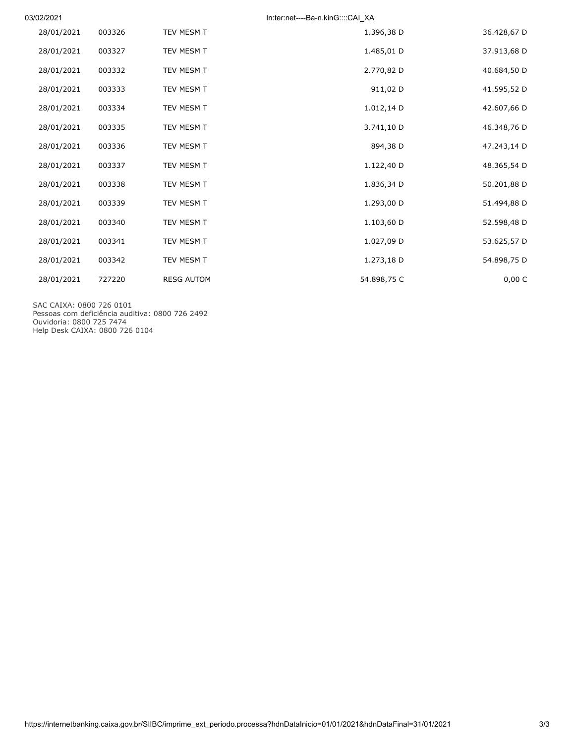| | | | | |
|---|---|---|---|---|
| 28/01/2021 | 003326 | TEV MESM T | 1.396,38 D | 36.428,67 D |
| 28/01/2021 | 003327 | TEV MESM T | 1.485,01 D | 37.913,68 D |
| 28/01/2021 | 003332 | TEV MESM T | 2.770,82 D | 40.684,50 D |
| 28/01/2021 | 003333 | TEV MESM T | 911,02 D | 41.595,52 D |
| 28/01/2021 | 003334 | TEV MESM T | 1.012,14 D | 42.607,66 D |
| 28/01/2021 | 003335 | TEV MESM T | 3.741,10 D | 46.348,76 D |
| 28/01/2021 | 003336 | TEV MESM T | 894,38 D | 47.243,14 D |
| 28/01/2021 | 003337 | TEV MESM T | 1.122,40 D | 48.365,54 D |
| 28/01/2021 | 003338 | TEV MESM T | 1.836,34 D | 50.201,88 D |
| 28/01/2021 | 003339 | TEV MESM T | 1.293,00 D | 51.494,88 D |
| 28/01/2021 | 003340 | TEV MESM T | 1.103,60 D | 52.598,48 D |
| 28/01/2021 | 003341 | TEV MESM T | 1.027,09 D | 53.625,57 D |
| 28/01/2021 | 003342 | TEV MESM T | 1.273,18 D | 54.898,75 D |
| 28/01/2021 | 727220 | RESG AUTOM | 54.898,75 C | 0,00 C |

SAC CAIXA: 0800 726 0101
Pessoas com deficiência auditiva: 0800 726 2492
Ouvidoria: 0800 725 7474
Help Desk CAIXA: 0800 726 0104